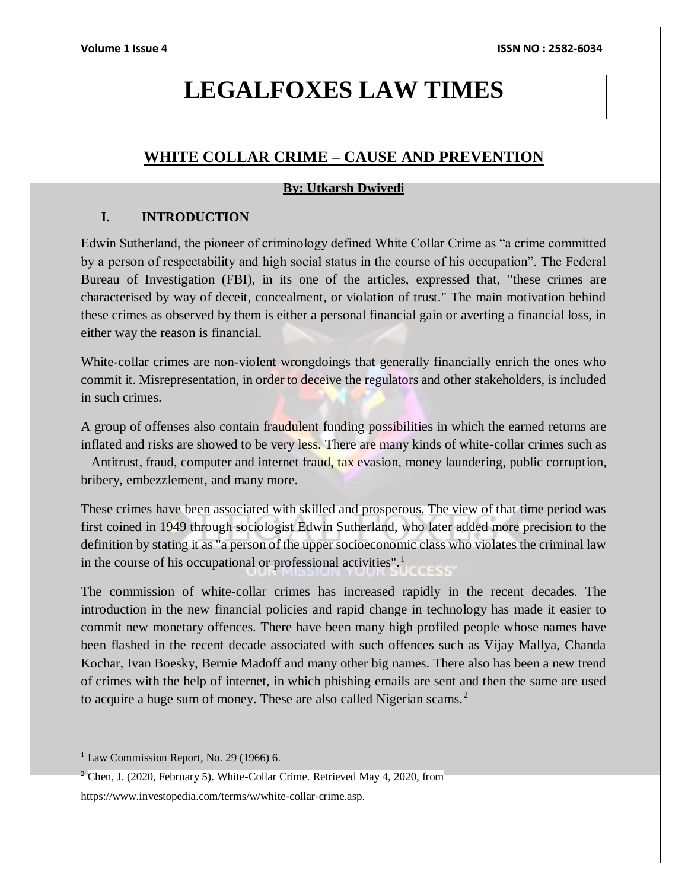# LEGALFOXES LAW TIMES

## WHITE COLLAR CRIME – CAUSE AND PREVENTION

**By: Utkarsh Dwivedi**

### I. INTRODUCTION

Edwin Sutherland, the pioneer of criminology defined White Collar Crime as "a crime committed by a person of respectability and high social status in the course of his occupation". The Federal Bureau of Investigation (FBI), in its one of the articles, expressed that, "these crimes are characterised by way of deceit, concealment, or violation of trust." The main motivation behind these crimes as observed by them is either a personal financial gain or averting a financial loss, in either way the reason is financial.

White-collar crimes are non-violent wrongdoings that generally financially enrich the ones who commit it. Misrepresentation, in order to deceive the regulators and other stakeholders, is included in such crimes.

A group of offenses also contain fraudulent funding possibilities in which the earned returns are inflated and risks are showed to be very less. There are many kinds of white-collar crimes such as – Antitrust, fraud, computer and internet fraud, tax evasion, money laundering, public corruption, bribery, embezzlement, and many more.

These crimes have been associated with skilled and prosperous. The view of that time period was first coined in 1949 through sociologist Edwin Sutherland, who later added more precision to the definition by stating it as "a person of the upper socioeconomic class who violates the criminal law in the course of his occupational or professional activities".[1]

The commission of white-collar crimes has increased rapidly in the recent decades. The introduction in the new financial policies and rapid change in technology has made it easier to commit new monetary offences. There have been many high profiled people whose names have been flashed in the recent decade associated with such offences such as Vijay Mallya, Chanda Kochar, Ivan Boesky, Bernie Madoff and many other big names. There also has been a new trend of crimes with the help of internet, in which phishing emails are sent and then the same are used to acquire a huge sum of money. These are also called Nigerian scams.[2]

---

[1] Law Commission Report, No. 29 (1966) 6.

[2] Chen, J. (2020, February 5). White-Collar Crime. Retrieved May 4, 2020, from https://www.investopedia.com/terms/w/white-collar-crime.asp.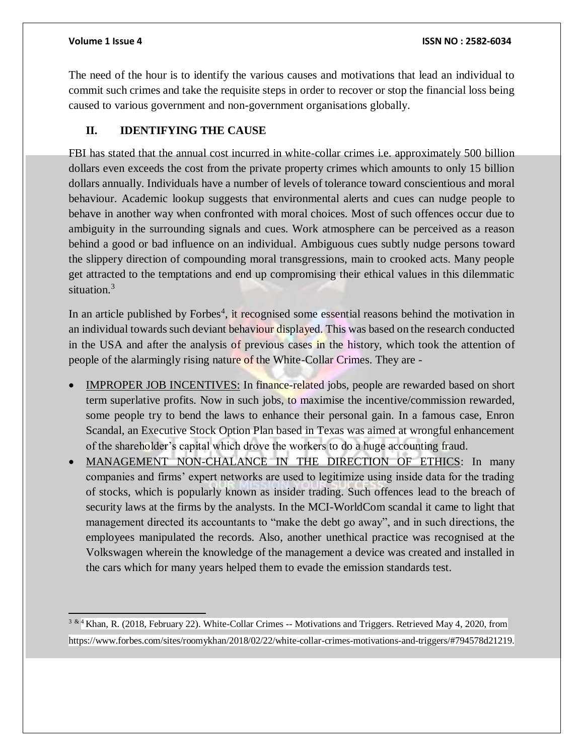The need of the hour is to identify the various causes and motivations that lead an individual to commit such crimes and take the requisite steps in order to recover or stop the financial loss being caused to various government and non-government organisations globally.

## II. IDENTIFYING THE CAUSE

FBI has stated that the annual cost incurred in white-collar crimes i.e. approximately 500 billion dollars even exceeds the cost from the private property crimes which amounts to only 15 billion dollars annually. Individuals have a number of levels of tolerance toward conscientious and moral behaviour. Academic lookup suggests that environmental alerts and cues can nudge people to behave in another way when confronted with moral choices. Most of such offences occur due to ambiguity in the surrounding signals and cues. Work atmosphere can be perceived as a reason behind a good or bad influence on an individual. Ambiguous cues subtly nudge persons toward the slippery direction of compounding moral transgressions, main to crooked acts. Many people get attracted to the temptations and end up compromising their ethical values in this dilemmatic situation.[3]

In an article published by Forbes[4], it recognised some essential reasons behind the motivation in an individual towards such deviant behaviour displayed. This was based on the research conducted in the USA and after the analysis of previous cases in the history, which took the attention of people of the alarmingly rising nature of the White-Collar Crimes. They are -

- <u>IMPROPER JOB INCENTIVES:</u> In finance-related jobs, people are rewarded based on short term superlative profits. Now in such jobs, to maximise the incentive/commission rewarded, some people try to bend the laws to enhance their personal gain. In a famous case, Enron Scandal, an Executive Stock Option Plan based in Texas was aimed at wrongful enhancement of the shareholder's capital which drove the workers to do a huge accounting fraud.
- <u>MANAGEMENT NON-CHALANCE IN THE DIRECTION OF ETHICS</u>: In many companies and firms' expert networks are used to legitimize using inside data for the trading of stocks, which is popularly known as insider trading. Such offences lead to the breach of security laws at the firms by the analysts. In the MCI-WorldCom scandal it came to light that management directed its accountants to "make the debt go away", and in such directions, the employees manipulated the records. Also, another unethical practice was recognised at the Volkswagen wherein the knowledge of the management a device was created and installed in the cars which for many years helped them to evade the emission standards test.

---

[3 & 4] Khan, R. (2018, February 22). White-Collar Crimes -- Motivations and Triggers. Retrieved May 4, 2020, from https://www.forbes.com/sites/roomykhan/2018/02/22/white-collar-crimes-motivations-and-triggers/#794578d21219.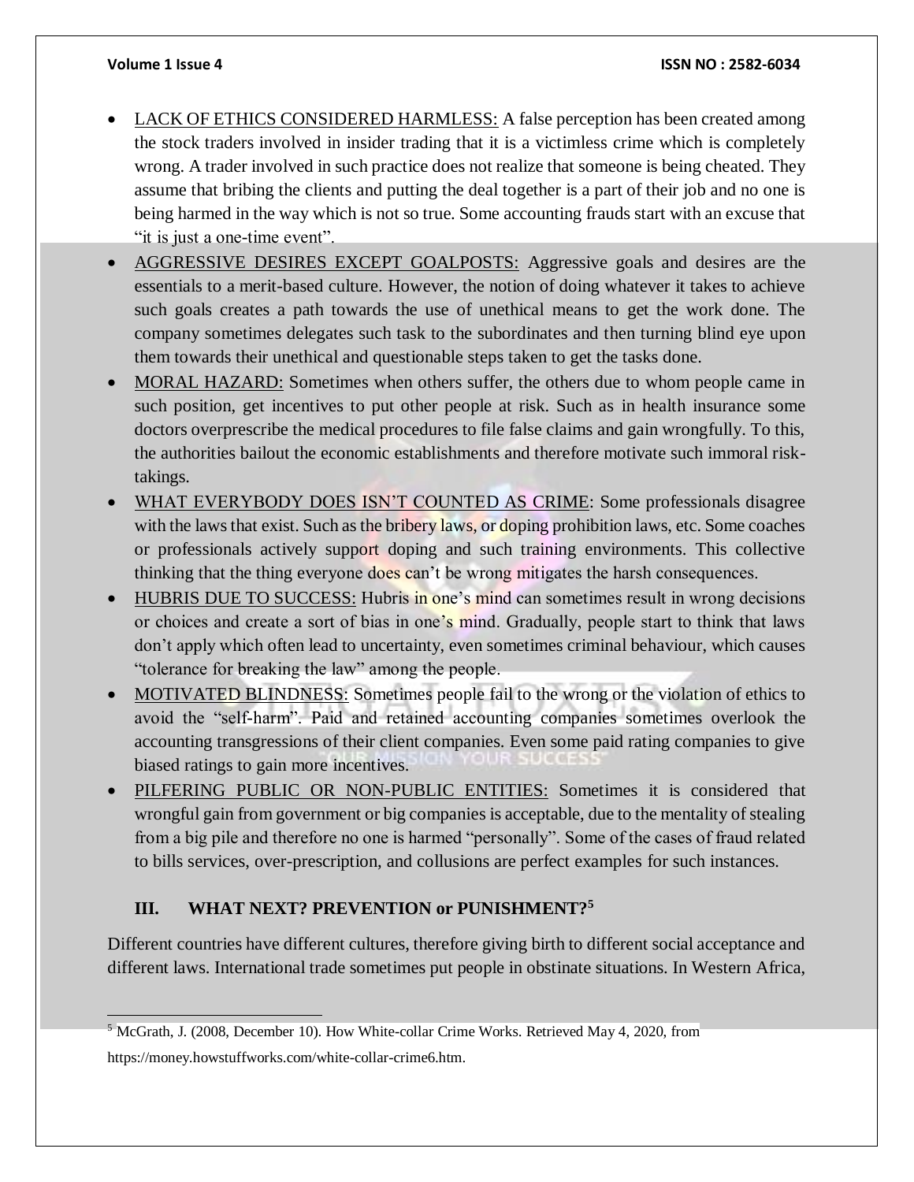- <u>LACK OF ETHICS CONSIDERED HARMLESS:</u> A false perception has been created among the stock traders involved in insider trading that it is a victimless crime which is completely wrong. A trader involved in such practice does not realize that someone is being cheated. They assume that bribing the clients and putting the deal together is a part of their job and no one is being harmed in the way which is not so true. Some accounting frauds start with an excuse that "it is just a one-time event".
- <u>AGGRESSIVE DESIRES EXCEPT GOALPOSTS:</u> Aggressive goals and desires are the essentials to a merit-based culture. However, the notion of doing whatever it takes to achieve such goals creates a path towards the use of unethical means to get the work done. The company sometimes delegates such task to the subordinates and then turning blind eye upon them towards their unethical and questionable steps taken to get the tasks done.
- <u>MORAL HAZARD:</u> Sometimes when others suffer, the others due to whom people came in such position, get incentives to put other people at risk. Such as in health insurance some doctors overprescribe the medical procedures to file false claims and gain wrongfully. To this, the authorities bailout the economic establishments and therefore motivate such immoral risk-takings.
- <u>WHAT EVERYBODY DOES ISN'T COUNTED AS CRIME</u>: Some professionals disagree with the laws that exist. Such as the bribery laws, or doping prohibition laws, etc. Some coaches or professionals actively support doping and such training environments. This collective thinking that the thing everyone does can't be wrong mitigates the harsh consequences.
- <u>HUBRIS DUE TO SUCCESS:</u> Hubris in one's mind can sometimes result in wrong decisions or choices and create a sort of bias in one's mind. Gradually, people start to think that laws don't apply which often lead to uncertainty, even sometimes criminal behaviour, which causes "tolerance for breaking the law" among the people.
- <u>MOTIVATED BLINDNESS:</u> Sometimes people fail to the wrong or the violation of ethics to avoid the "self-harm". Paid and retained accounting companies sometimes overlook the accounting transgressions of their client companies. Even some paid rating companies to give biased ratings to gain more incentives.
- <u>PILFERING PUBLIC OR NON-PUBLIC ENTITIES:</u> Sometimes it is considered that wrongful gain from government or big companies is acceptable, due to the mentality of stealing from a big pile and therefore no one is harmed "personally". Some of the cases of fraud related to bills services, over-prescription, and collusions are perfect examples for such instances.

## III. WHAT NEXT? PREVENTION or PUNISHMENT?[5]

Different countries have different cultures, therefore giving birth to different social acceptance and different laws. International trade sometimes put people in obstinate situations. In Western Africa,

[5] McGrath, J. (2008, December 10). How White-collar Crime Works. Retrieved May 4, 2020, from https://money.howstuffworks.com/white-collar-crime6.htm.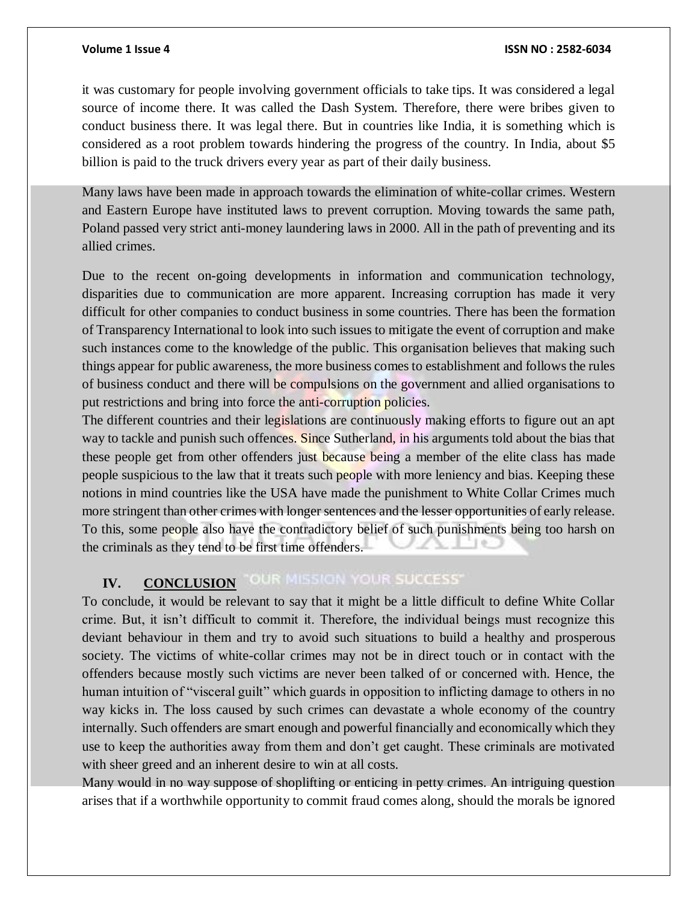it was customary for people involving government officials to take tips. It was considered a legal source of income there. It was called the Dash System. Therefore, there were bribes given to conduct business there. It was legal there. But in countries like India, it is something which is considered as a root problem towards hindering the progress of the country. In India, about $5 billion is paid to the truck drivers every year as part of their daily business.

Many laws have been made in approach towards the elimination of white-collar crimes. Western and Eastern Europe have instituted laws to prevent corruption. Moving towards the same path, Poland passed very strict anti-money laundering laws in 2000. All in the path of preventing and its allied crimes.

Due to the recent on-going developments in information and communication technology, disparities due to communication are more apparent. Increasing corruption has made it very difficult for other companies to conduct business in some countries. There has been the formation of Transparency International to look into such issues to mitigate the event of corruption and make such instances come to the knowledge of the public. This organisation believes that making such things appear for public awareness, the more business comes to establishment and follows the rules of business conduct and there will be compulsions on the government and allied organisations to put restrictions and bring into force the anti-corruption policies.

The different countries and their legislations are continuously making efforts to figure out an apt way to tackle and punish such offences. Since Sutherland, in his arguments told about the bias that these people get from other offenders just because being a member of the elite class has made people suspicious to the law that it treats such people with more leniency and bias. Keeping these notions in mind countries like the USA have made the punishment to White Collar Crimes much more stringent than other crimes with longer sentences and the lesser opportunities of early release. To this, some people also have the contradictory belief of such punishments being too harsh on the criminals as they tend to be first time offenders.

## IV. CONCLUSION

To conclude, it would be relevant to say that it might be a little difficult to define White Collar crime. But, it isn't difficult to commit it. Therefore, the individual beings must recognize this deviant behaviour in them and try to avoid such situations to build a healthy and prosperous society. The victims of white-collar crimes may not be in direct touch or in contact with the offenders because mostly such victims are never been talked of or concerned with. Hence, the human intuition of "visceral guilt" which guards in opposition to inflicting damage to others in no way kicks in. The loss caused by such crimes can devastate a whole economy of the country internally. Such offenders are smart enough and powerful financially and economically which they use to keep the authorities away from them and don't get caught. These criminals are motivated with sheer greed and an inherent desire to win at all costs.

Many would in no way suppose of shoplifting or enticing in petty crimes. An intriguing question arises that if a worthwhile opportunity to commit fraud comes along, should the morals be ignored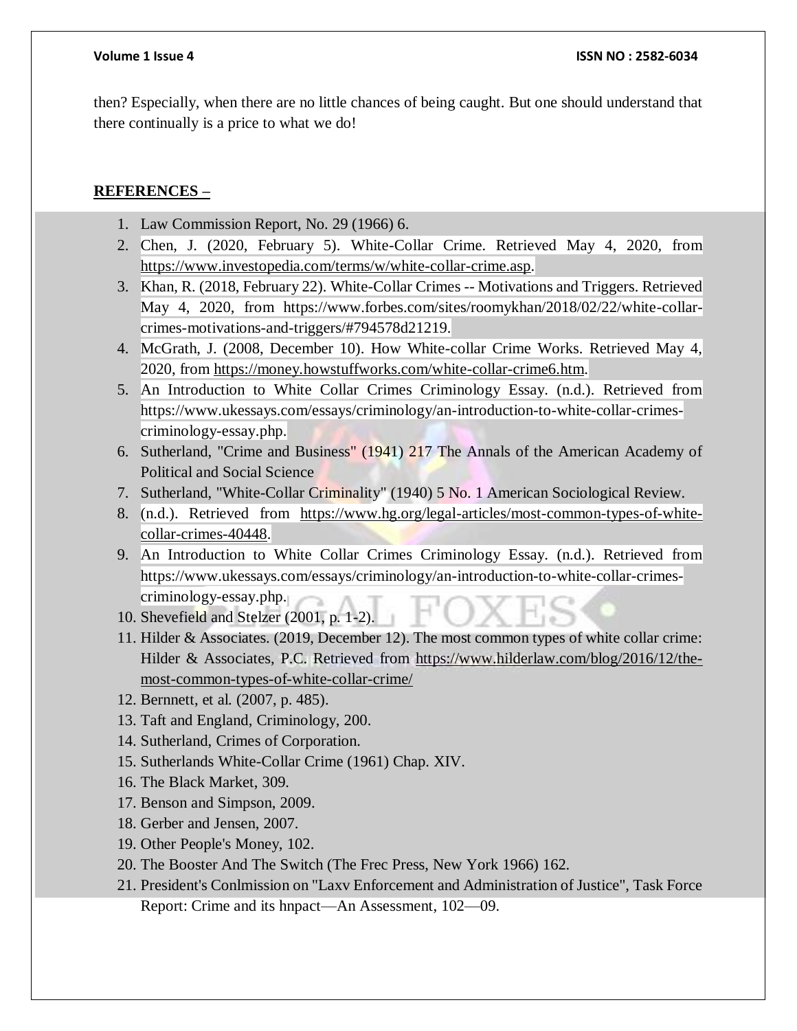then? Especially, when there are no little chances of being caught. But one should understand that there continually is a price to what we do!

**REFERENCES –**

1. Law Commission Report, No. 29 (1966) 6.
2. Chen, J. (2020, February 5). White-Collar Crime. Retrieved May 4, 2020, from https://www.investopedia.com/terms/w/white-collar-crime.asp.
3. Khan, R. (2018, February 22). White-Collar Crimes -- Motivations and Triggers. Retrieved May 4, 2020, from https://www.forbes.com/sites/roomykhan/2018/02/22/white-collar-crimes-motivations-and-triggers/#794578d21219.
4. McGrath, J. (2008, December 10). How White-collar Crime Works. Retrieved May 4, 2020, from https://money.howstuffworks.com/white-collar-crime6.htm.
5. An Introduction to White Collar Crimes Criminology Essay. (n.d.). Retrieved from https://www.ukessays.com/essays/criminology/an-introduction-to-white-collar-crimes-criminology-essay.php.
6. Sutherland, "Crime and Business" (1941) 217 The Annals of the American Academy of Political and Social Science
7. Sutherland, "White-Collar Criminality" (1940) 5 No. 1 American Sociological Review.
8. (n.d.). Retrieved from https://www.hg.org/legal-articles/most-common-types-of-white-collar-crimes-40448.
9. An Introduction to White Collar Crimes Criminology Essay. (n.d.). Retrieved from https://www.ukessays.com/essays/criminology/an-introduction-to-white-collar-crimes-criminology-essay.php.
10. Shevefield and Stelzer (2001, p. 1-2).
11. Hilder & Associates. (2019, December 12). The most common types of white collar crime: Hilder & Associates, P.C. Retrieved from https://www.hilderlaw.com/blog/2016/12/the-most-common-types-of-white-collar-crime/
12. Bernnett, et al. (2007, p. 485).
13. Taft and England, Criminology, 200.
14. Sutherland, Crimes of Corporation.
15. Sutherlands White-Collar Crime (1961) Chap. XIV.
16. The Black Market, 309.
17. Benson and Simpson, 2009.
18. Gerber and Jensen, 2007.
19. Other People's Money, 102.
20. The Booster And The Switch (The Frec Press, New York 1966) 162.
21. President's Conlmission on "Laxv Enforcement and Administration of Justice", Task Force Report: Crime and its hnpact—An Assessment, 102—09.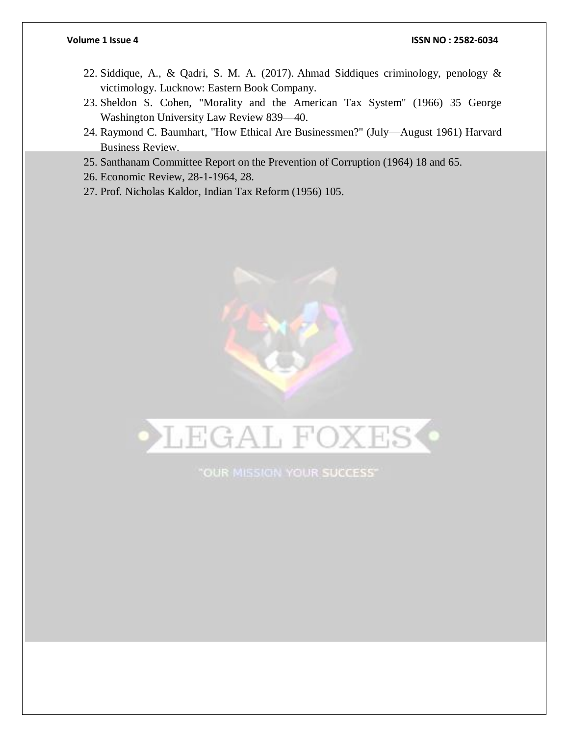22. Siddique, A., & Qadri, S. M. A. (2017). Ahmad Siddiques criminology, penology & victimology. Lucknow: Eastern Book Company.
23. Sheldon S. Cohen, "Morality and the American Tax System" (1966) 35 George Washington University Law Review 839—40.
24. Raymond C. Baumhart, "How Ethical Are Businessmen?" (July—August 1961) Harvard Business Review.
25. Santhanam Committee Report on the Prevention of Corruption (1964) 18 and 65.
26. Economic Review, 28-1-1964, 28.
27. Prof. Nicholas Kaldor, Indian Tax Reform (1956) 105.